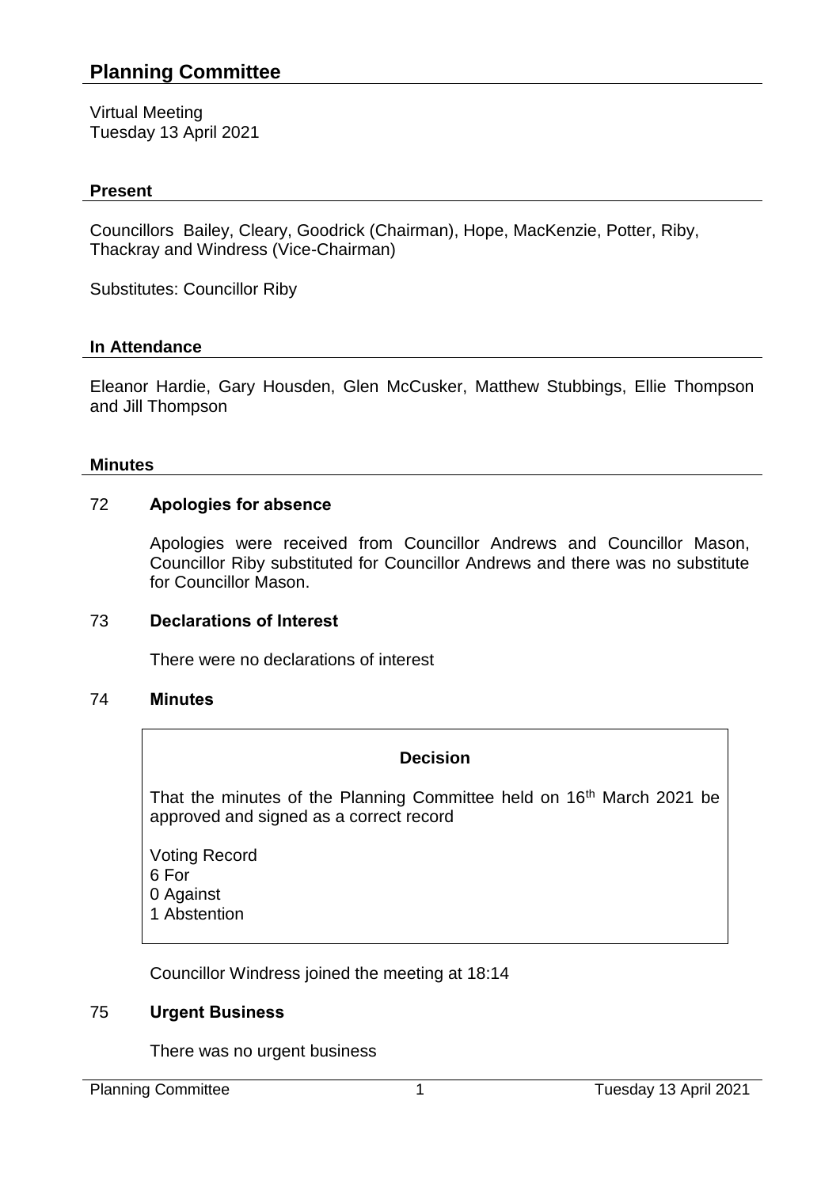# Planning Committee

Virtual Meeting
Tuesday 13 April 2021

## Present

Councillors Bailey, Cleary, Goodrick (Chairman), Hope, MacKenzie, Potter, Riby, Thackray and Windress (Vice-Chairman)

Substitutes: Councillor Riby

## In Attendance

Eleanor Hardie, Gary Housden, Glen McCusker, Matthew Stubbings, Ellie Thompson and Jill Thompson

## Minutes

### 72 Apologies for absence

Apologies were received from Councillor Andrews and Councillor Mason, Councillor Riby substituted for Councillor Andrews and there was no substitute for Councillor Mason.

### 73 Declarations of Interest

There were no declarations of interest

### 74 Minutes

**Decision**

That the minutes of the Planning Committee held on 16th March 2021 be approved and signed as a correct record

Voting Record
6 For
0 Against
1 Abstention

Councillor Windress joined the meeting at 18:14

### 75 Urgent Business

There was no urgent business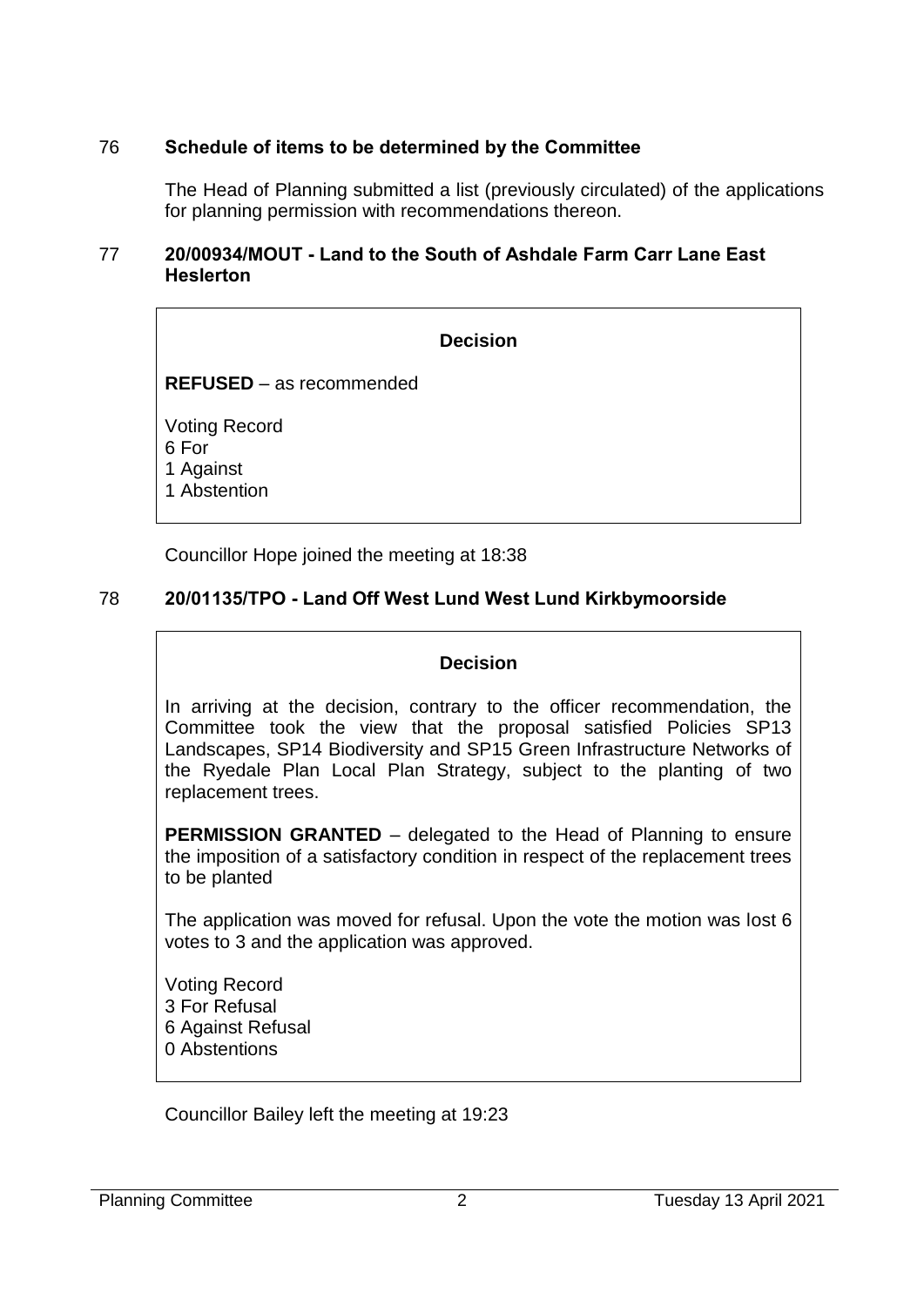## 76 Schedule of items to be determined by the Committee

The Head of Planning submitted a list (previously circulated) of the applications for planning permission with recommendations thereon.

## 77 20/00934/MOUT - Land to the South of Ashdale Farm Carr Lane East Heslerton

**Decision**

**REFUSED** – as recommended

Voting Record
6 For
1 Against
1 Abstention

Councillor Hope joined the meeting at 18:38

## 78 20/01135/TPO - Land Off West Lund West Lund Kirkbymoorside

**Decision**

In arriving at the decision, contrary to the officer recommendation, the Committee took the view that the proposal satisfied Policies SP13 Landscapes, SP14 Biodiversity and SP15 Green Infrastructure Networks of the Ryedale Plan Local Plan Strategy, subject to the planting of two replacement trees.

**PERMISSION GRANTED** – delegated to the Head of Planning to ensure the imposition of a satisfactory condition in respect of the replacement trees to be planted

The application was moved for refusal. Upon the vote the motion was lost 6 votes to 3 and the application was approved.

Voting Record
3 For Refusal
6 Against Refusal
0 Abstentions

Councillor Bailey left the meeting at 19:23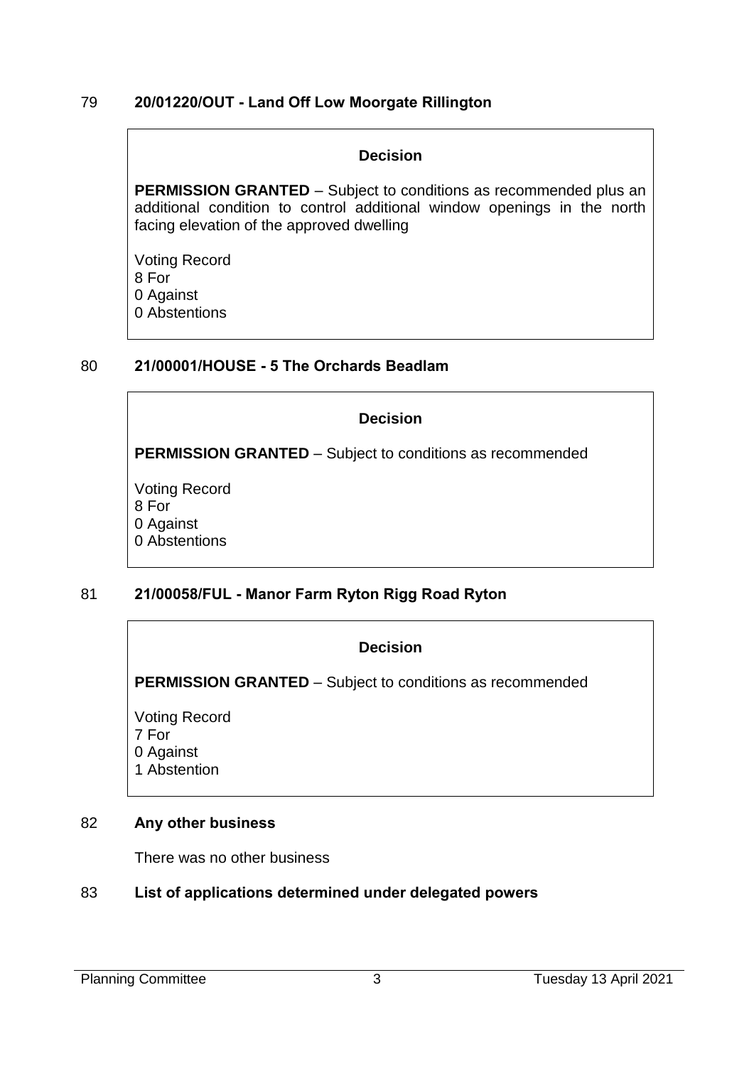## 79 20/01220/OUT - Land Off Low Moorgate Rillington

**Decision**

**PERMISSION GRANTED** – Subject to conditions as recommended plus an additional condition to control additional window openings in the north facing elevation of the approved dwelling

Voting Record
8 For
0 Against
0 Abstentions

## 80 21/00001/HOUSE - 5 The Orchards Beadlam

**Decision**

**PERMISSION GRANTED** – Subject to conditions as recommended

Voting Record
8 For
0 Against
0 Abstentions

## 81 21/00058/FUL - Manor Farm Ryton Rigg Road Ryton

**Decision**

**PERMISSION GRANTED** – Subject to conditions as recommended

Voting Record
7 For
0 Against
1 Abstention

## 82 Any other business

There was no other business

## 83 List of applications determined under delegated powers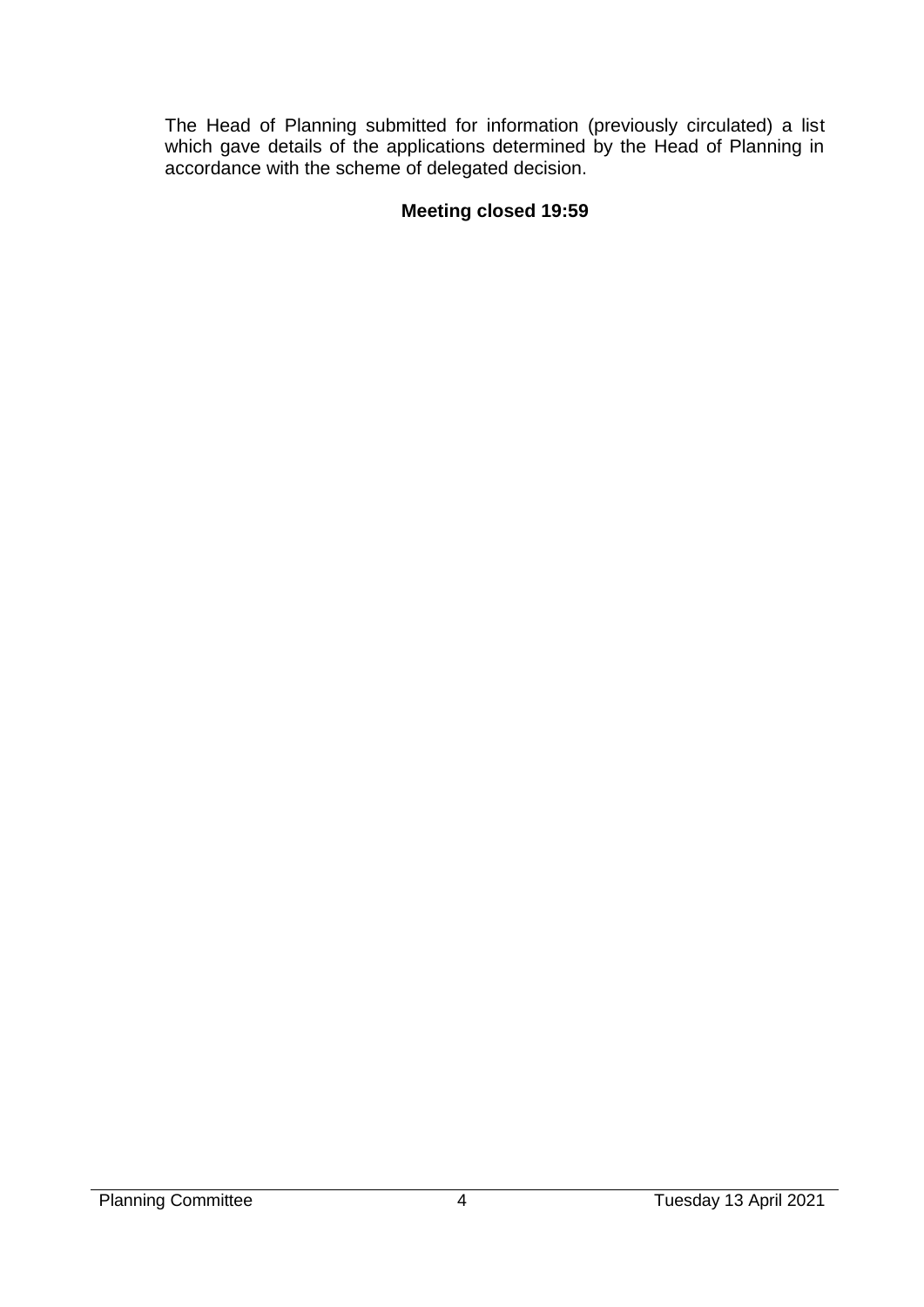The Head of Planning submitted for information (previously circulated) a list which gave details of the applications determined by the Head of Planning in accordance with the scheme of delegated decision.

**Meeting closed 19:59**